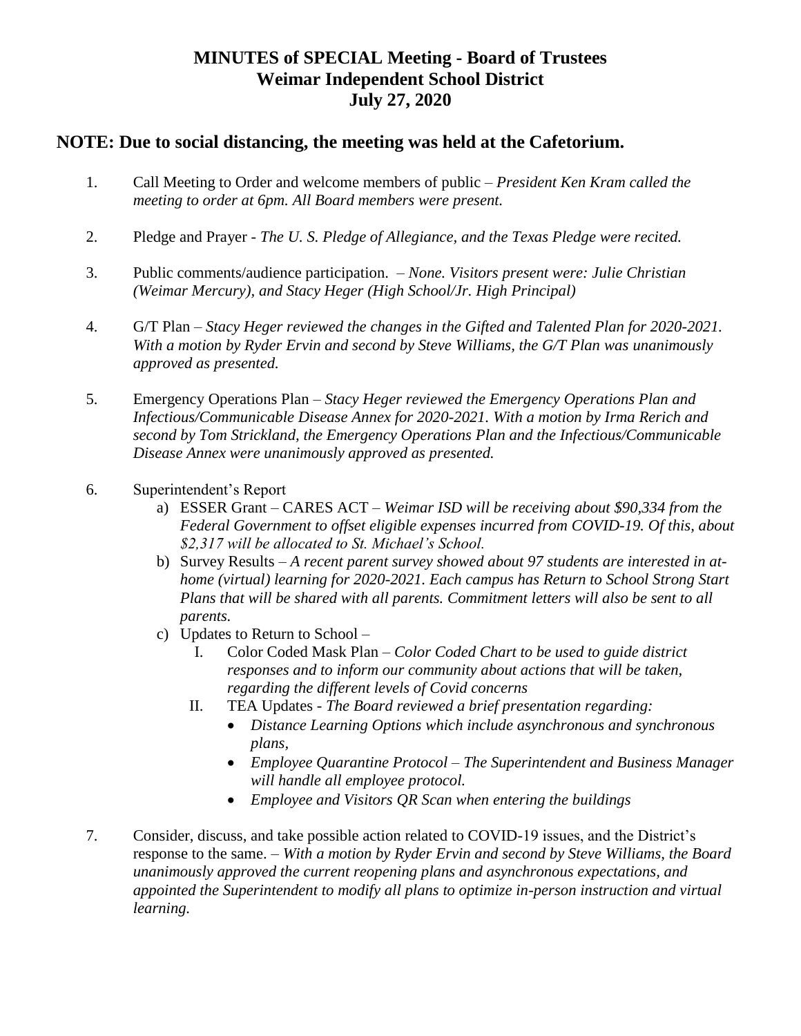# MINUTES of SPECIAL Meeting - Board of Trustees
# Weimar Independent School District
# July 27, 2020

## NOTE: Due to social distancing, the meeting was held at the Cafetorium.

1. Call Meeting to Order and welcome members of public – *President Ken Kram called the meeting to order at 6pm. All Board members were present.*

2. Pledge and Prayer - *The U. S. Pledge of Allegiance, and the Texas Pledge were recited.*

3. Public comments/audience participation. – *None. Visitors present were: Julie Christian (Weimar Mercury), and Stacy Heger (High School/Jr. High Principal)*

4. G/T Plan – *Stacy Heger reviewed the changes in the Gifted and Talented Plan for 2020-2021. With a motion by Ryder Ervin and second by Steve Williams, the G/T Plan was unanimously approved as presented.*

5. Emergency Operations Plan – *Stacy Heger reviewed the Emergency Operations Plan and Infectious/Communicable Disease Annex for 2020-2021. With a motion by Irma Rerich and second by Tom Strickland, the Emergency Operations Plan and the Infectious/Communicable Disease Annex were unanimously approved as presented.*

6. Superintendent's Report
   a) ESSER Grant – CARES ACT – *Weimar ISD will be receiving about $90,334 from the Federal Government to offset eligible expenses incurred from COVID-19. Of this, about $2,317 will be allocated to St. Michael's School.*
   b) Survey Results – *A recent parent survey showed about 97 students are interested in at-home (virtual) learning for 2020-2021. Each campus has Return to School Strong Start Plans that will be shared with all parents. Commitment letters will also be sent to all parents.*
   c) Updates to Return to School –
      I. Color Coded Mask Plan – *Color Coded Chart to be used to guide district responses and to inform our community about actions that will be taken, regarding the different levels of Covid concerns*
      II. TEA Updates - *The Board reviewed a brief presentation regarding:*
         - *Distance Learning Options which include asynchronous and synchronous plans,*
         - *Employee Quarantine Protocol – The Superintendent and Business Manager will handle all employee protocol.*
         - *Employee and Visitors QR Scan when entering the buildings*

7. Consider, discuss, and take possible action related to COVID-19 issues, and the District's response to the same. – *With a motion by Ryder Ervin and second by Steve Williams, the Board unanimously approved the current reopening plans and asynchronous expectations, and appointed the Superintendent to modify all plans to optimize in-person instruction and virtual learning.*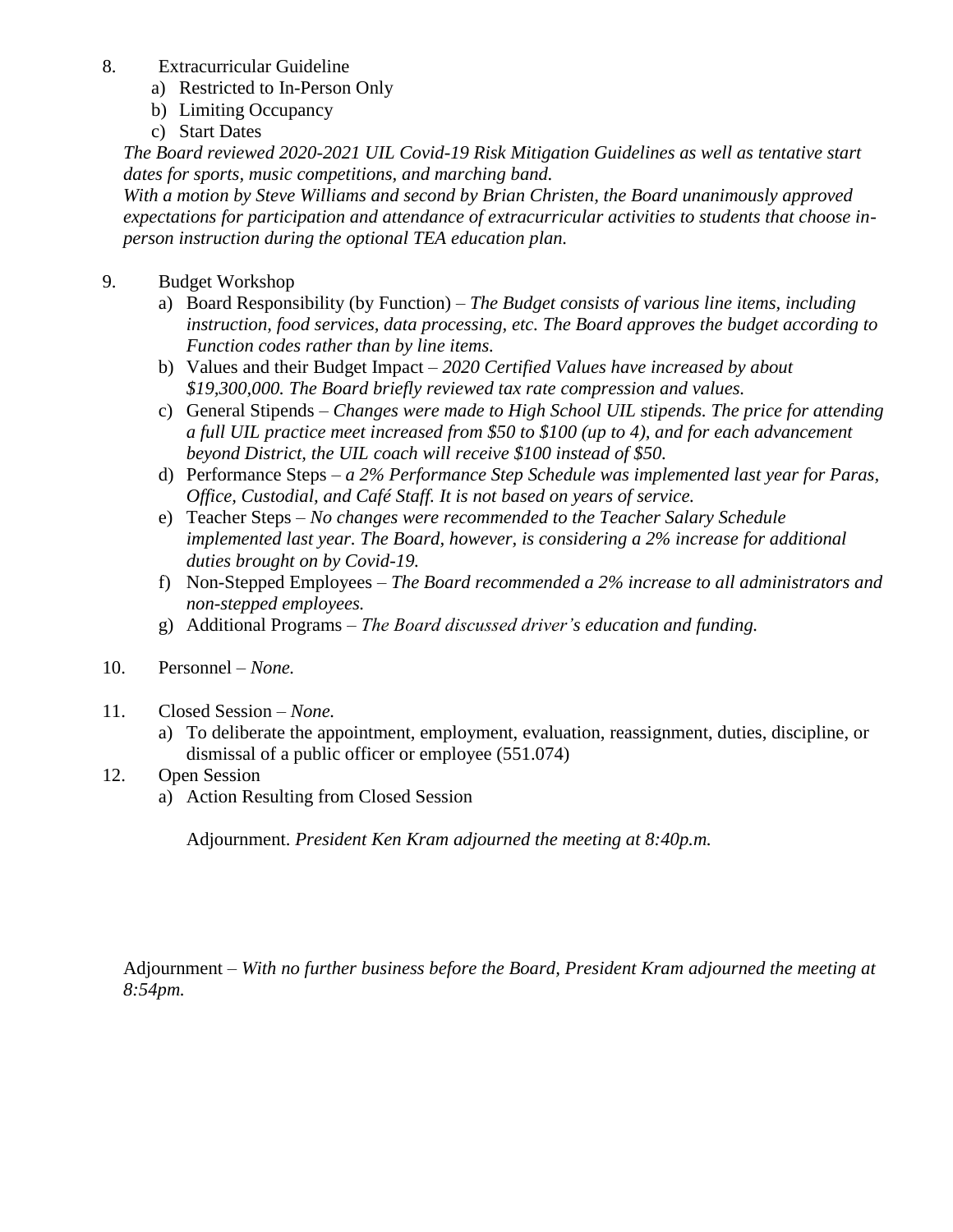8. Extracurricular Guideline
   a) Restricted to In-Person Only
   b) Limiting Occupancy
   c) Start Dates

   *The Board reviewed 2020-2021 UIL Covid-19 Risk Mitigation Guidelines as well as tentative start dates for sports, music competitions, and marching band.*

   *With a motion by Steve Williams and second by Brian Christen, the Board unanimously approved expectations for participation and attendance of extracurricular activities to students that choose in-person instruction during the optional TEA education plan.*

9. Budget Workshop
   a) Board Responsibility (by Function) – *The Budget consists of various line items, including instruction, food services, data processing, etc. The Board approves the budget according to Function codes rather than by line items.*
   b) Values and their Budget Impact – *2020 Certified Values have increased by about $19,300,000. The Board briefly reviewed tax rate compression and values.*
   c) General Stipends – *Changes were made to High School UIL stipends. The price for attending a full UIL practice meet increased from $50 to $100 (up to 4), and for each advancement beyond District, the UIL coach will receive $100 instead of $50.*
   d) Performance Steps – *a 2% Performance Step Schedule was implemented last year for Paras, Office, Custodial, and Café Staff. It is not based on years of service.*
   e) Teacher Steps – *No changes were recommended to the Teacher Salary Schedule implemented last year. The Board, however, is considering a 2% increase for additional duties brought on by Covid-19.*
   f) Non-Stepped Employees – *The Board recommended a 2% increase to all administrators and non-stepped employees.*
   g) Additional Programs – *The Board discussed driver's education and funding.*

10. Personnel – *None.*

11. Closed Session – *None.*
    a) To deliberate the appointment, employment, evaluation, reassignment, duties, discipline, or dismissal of a public officer or employee (551.074)

12. Open Session
    a) Action Resulting from Closed Session

    Adjournment. *President Ken Kram adjourned the meeting at 8:40p.m.*

Adjournment – *With no further business before the Board, President Kram adjourned the meeting at 8:54pm.*